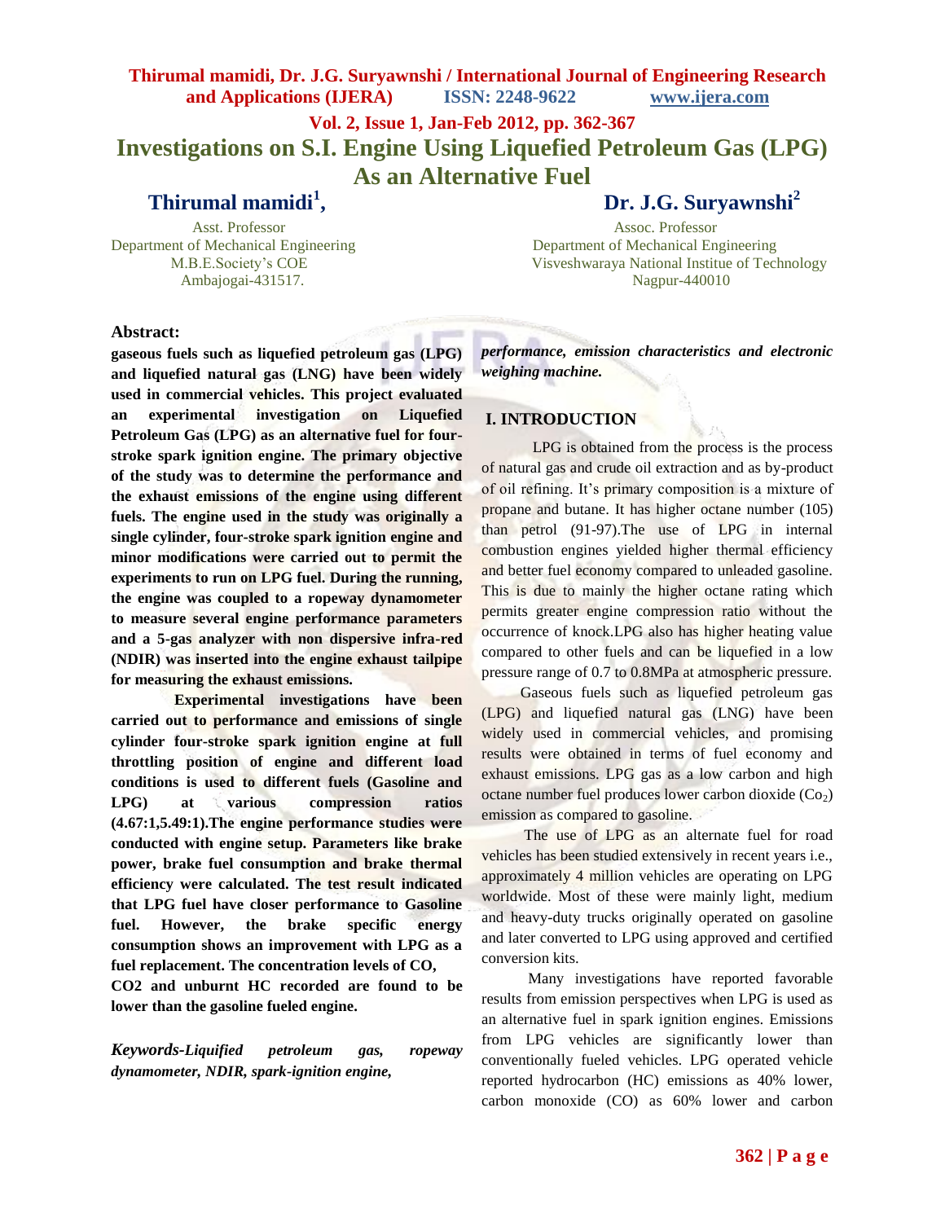# Investigations on S.I. Engine Using Liquefied Petroleum Gas (LPG) As an Alternative Fuel

**Thirumal mamidi[1], Dr. J.G. Suryawnshi[2]**

[1] Asst. Professor, Department of Mechanical Engineering, M.B.E.Society's COE, Ambajogai-431517.

[2] Assoc. Professor, Department of Mechanical Engineering, Visveshwaraya National Institue of Technology, Nagpur-440010

## Abstract:

**gaseous fuels such as liquefied petroleum gas (LPG) and liquefied natural gas (LNG) have been widely used in commercial vehicles. This project evaluated an experimental investigation on Liquefied Petroleum Gas (LPG) as an alternative fuel for four-stroke spark ignition engine. The primary objective of the study was to determine the performance and the exhaust emissions of the engine using different fuels. The engine used in the study was originally a single cylinder, four-stroke spark ignition engine and minor modifications were carried out to permit the experiments to run on LPG fuel. During the running, the engine was coupled to a ropeway dynamometer to measure several engine performance parameters and a 5-gas analyzer with non dispersive infra-red (NDIR) was inserted into the engine exhaust tailpipe for measuring the exhaust emissions.**

**Experimental investigations have been carried out to performance and emissions of single cylinder four-stroke spark ignition engine at full throttling position of engine and different load conditions is used to different fuels (Gasoline and LPG) at various compression ratios (4.67:1,5.49:1).The engine performance studies were conducted with engine setup. Parameters like brake power, brake fuel consumption and brake thermal efficiency were calculated. The test result indicated that LPG fuel have closer performance to Gasoline fuel. However, the brake specific energy consumption shows an improvement with LPG as a fuel replacement. The concentration levels of CO, CO2 and unburnt HC recorded are found to be lower than the gasoline fueled engine.**

***Keywords-Liquified petroleum gas, ropeway dynamometer, NDIR, spark-ignition engine, performance, emission characteristics and electronic weighing machine.***

## I. INTRODUCTION

LPG is obtained from the process is the process of natural gas and crude oil extraction and as by-product of oil refining. It's primary composition is a mixture of propane and butane. It has higher octane number (105) than petrol (91-97).The use of LPG in internal combustion engines yielded higher thermal efficiency and better fuel economy compared to unleaded gasoline. This is due to mainly the higher octane rating which permits greater engine compression ratio without the occurrence of knock.LPG also has higher heating value compared to other fuels and can be liquefied in a low pressure range of 0.7 to 0.8MPa at atmospheric pressure.

Gaseous fuels such as liquefied petroleum gas (LPG) and liquefied natural gas (LNG) have been widely used in commercial vehicles, and promising results were obtained in terms of fuel economy and exhaust emissions. LPG gas as a low carbon and high octane number fuel produces lower carbon dioxide ($Co_2$) emission as compared to gasoline.

The use of LPG as an alternate fuel for road vehicles has been studied extensively in recent years i.e., approximately 4 million vehicles are operating on LPG worldwide. Most of these were mainly light, medium and heavy-duty trucks originally operated on gasoline and later converted to LPG using approved and certified conversion kits.

Many investigations have reported favorable results from emission perspectives when LPG is used as an alternative fuel in spark ignition engines. Emissions from LPG vehicles are significantly lower than conventionally fueled vehicles. LPG operated vehicle reported hydrocarbon (HC) emissions as 40% lower, carbon monoxide (CO) as 60% lower and carbon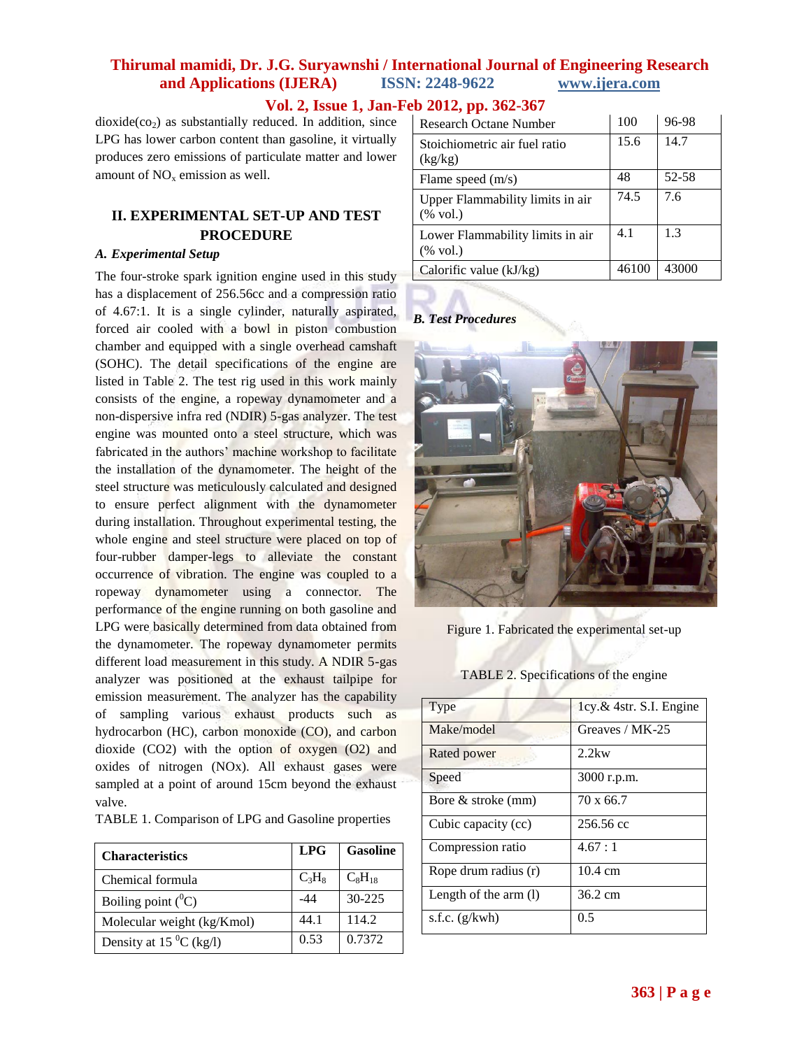dioxide($co_2$) as substantially reduced. In addition, since LPG has lower carbon content than gasoline, it virtually produces zero emissions of particulate matter and lower amount of $NO_x$ emission as well.

## II. EXPERIMENTAL SET-UP AND TEST PROCEDURE

### *A. Experimental Setup*

The four-stroke spark ignition engine used in this study has a displacement of 256.56cc and a compression ratio of 4.67:1. It is a single cylinder, naturally aspirated, forced air cooled with a bowl in piston combustion chamber and equipped with a single overhead camshaft (SOHC). The detail specifications of the engine are listed in Table 2. The test rig used in this work mainly consists of the engine, a ropeway dynamometer and a non-dispersive infra red (NDIR) 5-gas analyzer. The test engine was mounted onto a steel structure, which was fabricated in the authors' machine workshop to facilitate the installation of the dynamometer. The height of the steel structure was meticulously calculated and designed to ensure perfect alignment with the dynamometer during installation. Throughout experimental testing, the whole engine and steel structure were placed on top of four-rubber damper-legs to alleviate the constant occurrence of vibration. The engine was coupled to a ropeway dynamometer using a connector. The performance of the engine running on both gasoline and LPG were basically determined from data obtained from the dynamometer. The ropeway dynamometer permits different load measurement in this study. A NDIR 5-gas analyzer was positioned at the exhaust tailpipe for emission measurement. The analyzer has the capability of sampling various exhaust products such as hydrocarbon (HC), carbon monoxide (CO), and carbon dioxide (CO2) with the option of oxygen (O2) and oxides of nitrogen (NOx). All exhaust gases were sampled at a point of around 15cm beyond the exhaust valve.

TABLE 1. Comparison of LPG and Gasoline properties

| Characteristics | LPG | Gasoline |
|---|---|---|
| Chemical formula | $C_3H_8$ | $C_8H_{18}$ |
| Boiling point ($^0C$) | -44 | 30-225 |
| Molecular weight (kg/Kmol) | 44.1 | 114.2 |
| Density at 15 $^0C$ (kg/l) | 0.53 | 0.7372 |
| Research Octane Number | 100 | 96-98 |
| Stoichiometric air fuel ratio (kg/kg) | 15.6 | 14.7 |
| Flame speed (m/s) | 48 | 52-58 |
| Upper Flammability limits in air (% vol.) | 74.5 | 7.6 |
| Lower Flammability limits in air (% vol.) | 4.1 | 1.3 |
| Calorific value (kJ/kg) | 46100 | 43000 |

### *B. Test Procedures*

Figure 1. Fabricated the experimental set-up

TABLE 2. Specifications of the engine

| Type | 1cy.& 4str. S.I. Engine |
|---|---|
| Make/model | Greaves / MK-25 |
| Rated power | 2.2kw |
| Speed | 3000 r.p.m. |
| Bore & stroke (mm) | 70 x 66.7 |
| Cubic capacity (cc) | 256.56 cc |
| Compression ratio | 4.67 : 1 |
| Rope drum radius (r) | 10.4 cm |
| Length of the arm (l) | 36.2 cm |
| s.f.c. (g/kwh) | 0.5 |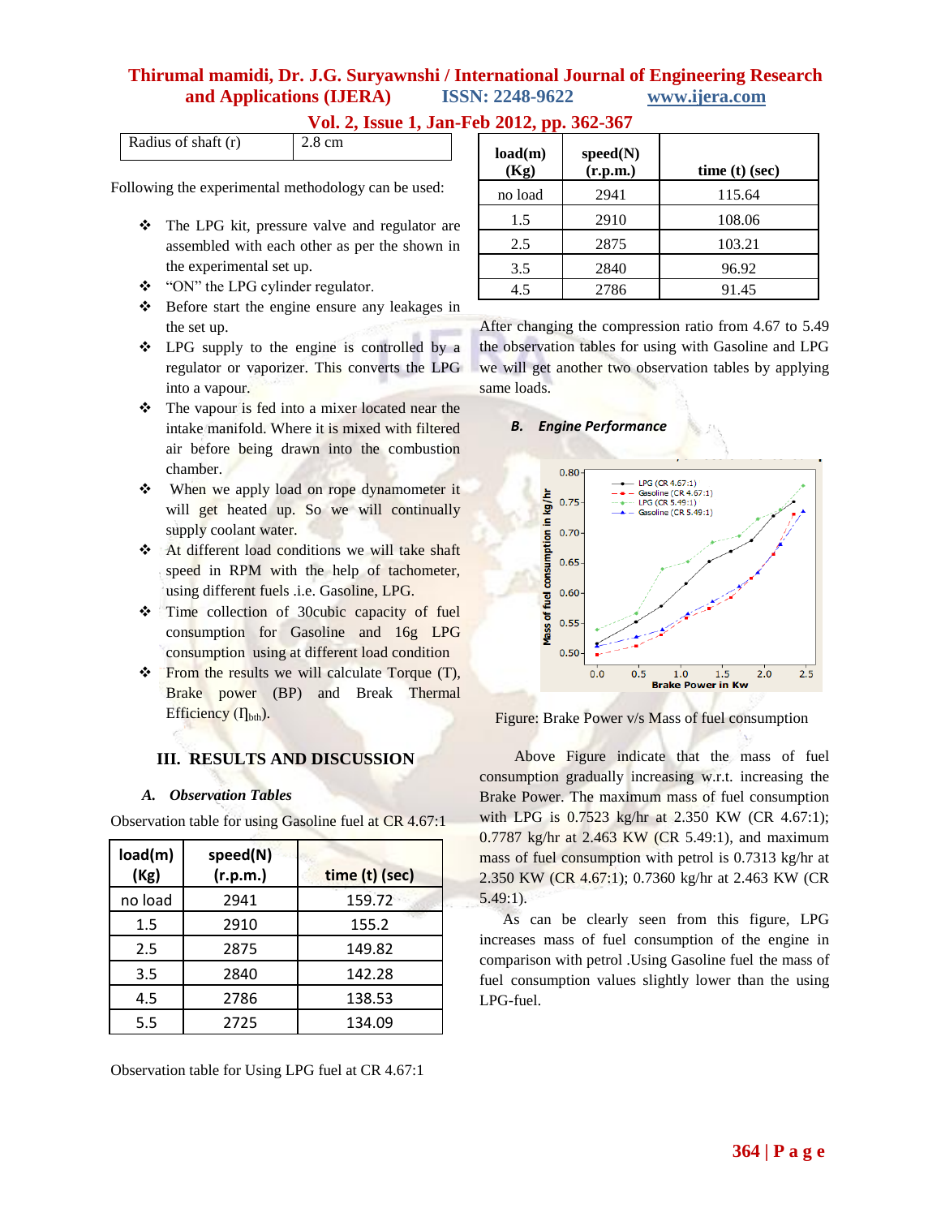| Radius of shaft (r) | 2.8 cm |
|---|---|

Following the experimental methodology can be used:

- The LPG kit, pressure valve and regulator are assembled with each other as per the shown in the experimental set up.
- "ON" the LPG cylinder regulator.
- Before start the engine ensure any leakages in the set up.
- LPG supply to the engine is controlled by a regulator or vaporizer. This converts the LPG into a vapour.
- The vapour is fed into a mixer located near the intake manifold. Where it is mixed with filtered air before being drawn into the combustion chamber.
- When we apply load on rope dynamometer it will get heated up. So we will continually supply coolant water.
- At different load conditions we will take shaft speed in RPM with the help of tachometer, using different fuels .i.e. Gasoline, LPG.
- Time collection of 30cubic capacity of fuel consumption for Gasoline and 16g LPG consumption using at different load condition
- From the results we will calculate Torque (T), Brake power (BP) and Break Thermal Efficiency ($\eta_{bth}$).

## III. RESULTS AND DISCUSSION

### A. Observation Tables

Observation table for using Gasoline fuel at CR 4.67:1

| load(m) (Kg) | speed(N) (r.p.m.) | time (t) (sec) |
|---|---|---|
| no load | 2941 | 159.72 |
| 1.5 | 2910 | 155.2 |
| 2.5 | 2875 | 149.82 |
| 3.5 | 2840 | 142.28 |
| 4.5 | 2786 | 138.53 |
| 5.5 | 2725 | 134.09 |

Observation table for Using LPG fuel at CR 4.67:1

| load(m) (Kg) | speed(N) (r.p.m.) | time (t) (sec) |
|---|---|---|
| no load | 2941 | 115.64 |
| 1.5 | 2910 | 108.06 |
| 2.5 | 2875 | 103.21 |
| 3.5 | 2840 | 96.92 |
| 4.5 | 2786 | 91.45 |

After changing the compression ratio from 4.67 to 5.49 the observation tables for using with Gasoline and LPG we will get another two observation tables by applying same loads.

### B. Engine Performance

Figure: Brake Power v/s Mass of fuel consumption

Above Figure indicate that the mass of fuel consumption gradually increasing w.r.t. increasing the Brake Power. The maximum mass of fuel consumption with LPG is 0.7523 kg/hr at 2.350 KW (CR 4.67:1); 0.7787 kg/hr at 2.463 KW (CR 5.49:1), and maximum mass of fuel consumption with petrol is 0.7313 kg/hr at 2.350 KW (CR 4.67:1); 0.7360 kg/hr at 2.463 KW (CR 5.49:1).

As can be clearly seen from this figure, LPG increases mass of fuel consumption of the engine in comparison with petrol .Using Gasoline fuel the mass of fuel consumption values slightly lower than the using LPG-fuel.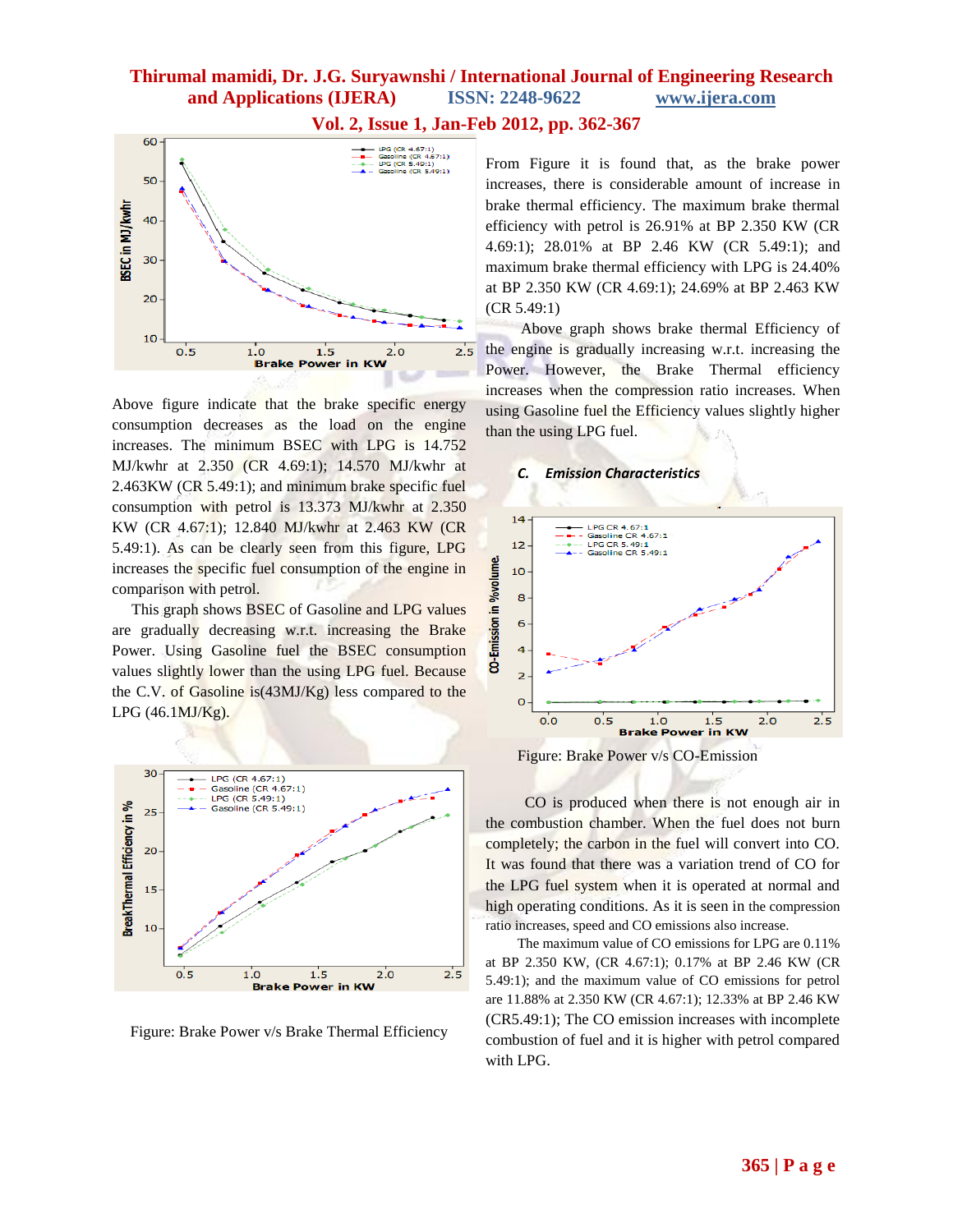Above figure indicate that the brake specific energy consumption decreases as the load on the engine increases. The minimum BSEC with LPG is 14.752 MJ/kwhr at 2.350 (CR 4.69:1); 14.570 MJ/kwhr at 2.463KW (CR 5.49:1); and minimum brake specific fuel consumption with petrol is 13.373 MJ/kwhr at 2.350 KW (CR 4.67:1); 12.840 MJ/kwhr at 2.463 KW (CR 5.49:1). As can be clearly seen from this figure, LPG increases the specific fuel consumption of the engine in comparison with petrol.

This graph shows BSEC of Gasoline and LPG values are gradually decreasing w.r.t. increasing the Brake Power. Using Gasoline fuel the BSEC consumption values slightly lower than the using LPG fuel. Because the C.V. of Gasoline is(43MJ/Kg) less compared to the LPG (46.1MJ/Kg).

Figure: Brake Power v/s Brake Thermal Efficiency

From Figure it is found that, as the brake power increases, there is considerable amount of increase in brake thermal efficiency. The maximum brake thermal efficiency with petrol is 26.91% at BP 2.350 KW (CR 4.69:1); 28.01% at BP 2.46 KW (CR 5.49:1); and maximum brake thermal efficiency with LPG is 24.40% at BP 2.350 KW (CR 4.69:1); 24.69% at BP 2.463 KW (CR 5.49:1)

Above graph shows brake thermal Efficiency of the engine is gradually increasing w.r.t. increasing the Power. However, the Brake Thermal efficiency increases when the compression ratio increases. When using Gasoline fuel the Efficiency values slightly higher than the using LPG fuel.

### *C. Emission Characteristics*

Figure: Brake Power v/s CO-Emission

CO is produced when there is not enough air in the combustion chamber. When the fuel does not burn completely; the carbon in the fuel will convert into CO. It was found that there was a variation trend of CO for the LPG fuel system when it is operated at normal and high operating conditions. As it is seen in the compression ratio increases, speed and CO emissions also increase.

The maximum value of CO emissions for LPG are 0.11% at BP 2.350 KW, (CR 4.67:1); 0.17% at BP 2.46 KW (CR 5.49:1); and the maximum value of CO emissions for petrol are 11.88% at 2.350 KW (CR 4.67:1); 12.33% at BP 2.46 KW (CR5.49:1); The CO emission increases with incomplete combustion of fuel and it is higher with petrol compared with LPG.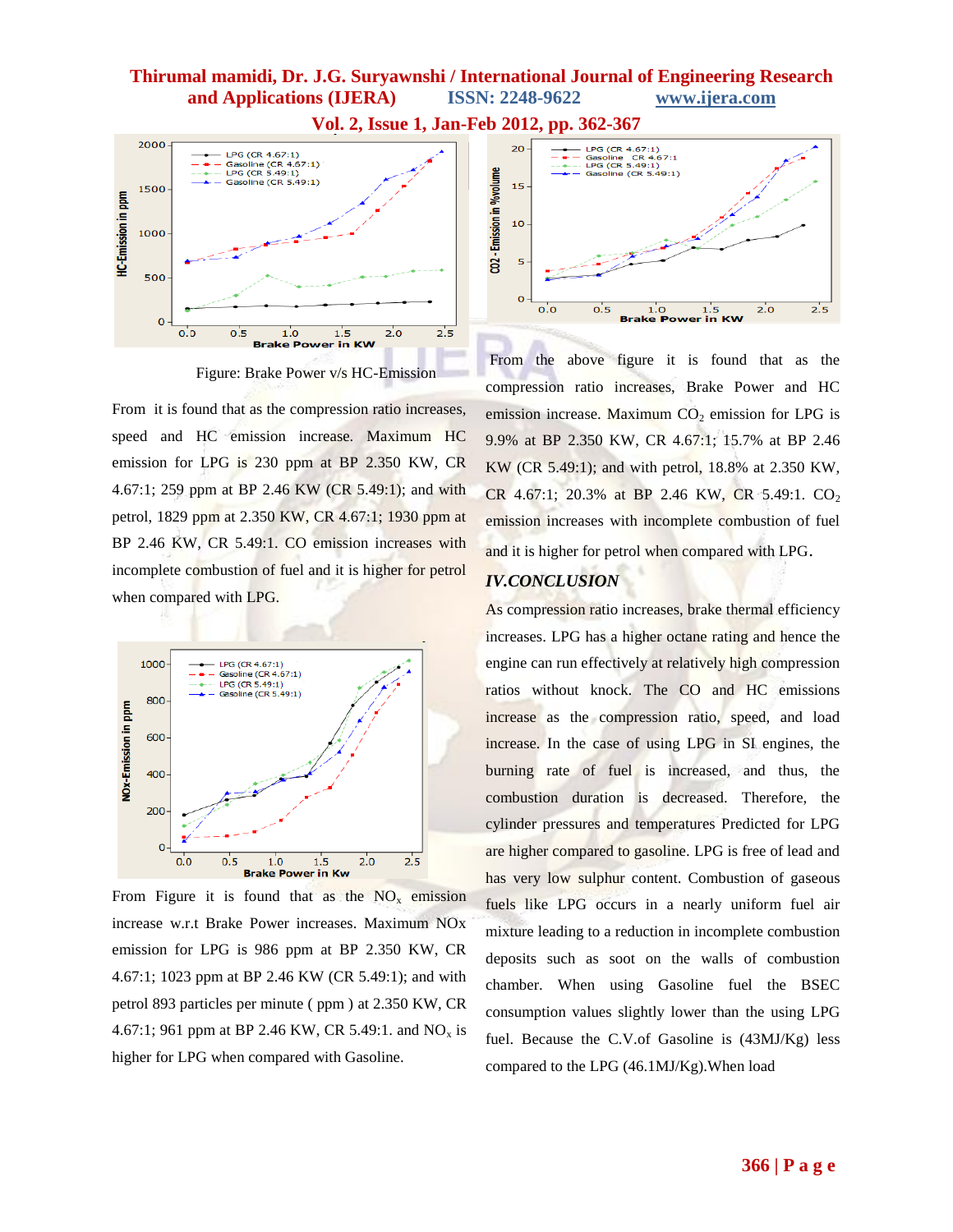Figure: Brake Power v/s HC-Emission

From it is found that as the compression ratio increases, speed and HC emission increase. Maximum HC emission for LPG is 230 ppm at BP 2.350 KW, CR 4.67:1; 259 ppm at BP 2.46 KW (CR 5.49:1); and with petrol, 1829 ppm at 2.350 KW, CR 4.67:1; 1930 ppm at BP 2.46 KW, CR 5.49:1. CO emission increases with incomplete combustion of fuel and it is higher for petrol when compared with LPG.

From Figure it is found that as the $NO_x$ emission increase w.r.t Brake Power increases. Maximum NOx emission for LPG is 986 ppm at BP 2.350 KW, CR 4.67:1; 1023 ppm at BP 2.46 KW (CR 5.49:1); and with petrol 893 particles per minute ( ppm ) at 2.350 KW, CR 4.67:1; 961 ppm at BP 2.46 KW, CR 5.49:1. and $NO_x$ is higher for LPG when compared with Gasoline.

From the above figure it is found that as the compression ratio increases, Brake Power and HC emission increase. Maximum $CO_2$ emission for LPG is 9.9% at BP 2.350 KW, CR 4.67:1; 15.7% at BP 2.46 KW (CR 5.49:1); and with petrol, 18.8% at 2.350 KW, CR 4.67:1; 20.3% at BP 2.46 KW, CR 5.49:1. $CO_2$ emission increases with incomplete combustion of fuel and it is higher for petrol when compared with LPG.

## *IV.CONCLUSION*

As compression ratio increases, brake thermal efficiency increases. LPG has a higher octane rating and hence the engine can run effectively at relatively high compression ratios without knock. The CO and HC emissions increase as the compression ratio, speed, and load increase. In the case of using LPG in SI engines, the burning rate of fuel is increased, and thus, the combustion duration is decreased. Therefore, the cylinder pressures and temperatures Predicted for LPG are higher compared to gasoline. LPG is free of lead and has very low sulphur content. Combustion of gaseous fuels like LPG occurs in a nearly uniform fuel air mixture leading to a reduction in incomplete combustion deposits such as soot on the walls of combustion chamber. When using Gasoline fuel the BSEC consumption values slightly lower than the using LPG fuel. Because the C.V.of Gasoline is (43MJ/Kg) less compared to the LPG (46.1MJ/Kg).When load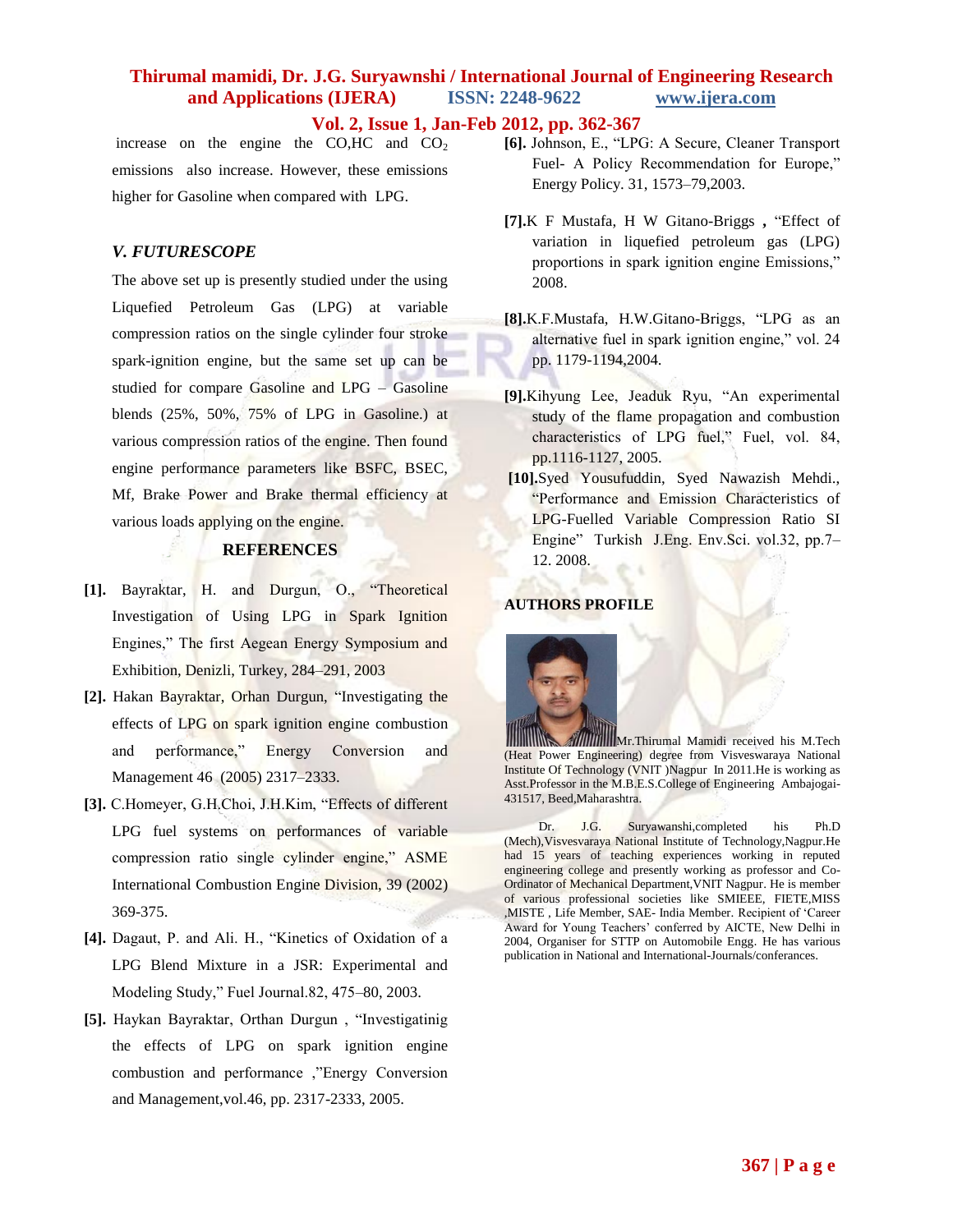increase on the engine the CO,HC and $CO_2$ emissions also increase. However, these emissions higher for Gasoline when compared with LPG.

### *V. FUTURESCOPE*

The above set up is presently studied under the using Liquefied Petroleum Gas (LPG) at variable compression ratios on the single cylinder four stroke spark-ignition engine, but the same set up can be studied for compare Gasoline and LPG – Gasoline blends (25%, 50%, 75% of LPG in Gasoline.) at various compression ratios of the engine. Then found engine performance parameters like BSFC, BSEC, Mf, Brake Power and Brake thermal efficiency at various loads applying on the engine.

## REFERENCES

**[1].** Bayraktar, H. and Durgun, O., "Theoretical Investigation of Using LPG in Spark Ignition Engines," The first Aegean Energy Symposium and Exhibition, Denizli, Turkey, 284–291, 2003

**[2].** Hakan Bayraktar, Orhan Durgun, "Investigating the effects of LPG on spark ignition engine combustion and performance," Energy Conversion and Management 46 (2005) 2317–2333.

**[3].** C.Homeyer, G.H.Choi, J.H.Kim, "Effects of different LPG fuel systems on performances of variable compression ratio single cylinder engine," ASME International Combustion Engine Division, 39 (2002) 369-375.

**[4].** Dagaut, P. and Ali. H., "Kinetics of Oxidation of a LPG Blend Mixture in a JSR: Experimental and Modeling Study," Fuel Journal.82, 475–80, 2003.

**[5].** Haykan Bayraktar, Orthan Durgun , "Investigatinig the effects of LPG on spark ignition engine combustion and performance ,"Energy Conversion and Management,vol.46, pp. 2317-2333, 2005.

**[6].** Johnson, E., "LPG: A Secure, Cleaner Transport Fuel- A Policy Recommendation for Europe," Energy Policy. 31, 1573–79,2003.

**[7].**K F Mustafa, H W Gitano-Briggs **,** "Effect of variation in liquefied petroleum gas (LPG) proportions in spark ignition engine Emissions," 2008.

**[8].**K.F.Mustafa, H.W.Gitano-Briggs, "LPG as an alternative fuel in spark ignition engine," vol. 24 pp. 1179-1194,2004.

**[9].**Kihyung Lee, Jeaduk Ryu, "An experimental study of the flame propagation and combustion characteristics of LPG fuel," Fuel, vol. 84, pp.1116-1127, 2005.

**[10].**Syed Yousufuddin, Syed Nawazish Mehdi., "Performance and Emission Characteristics of LPG-Fuelled Variable Compression Ratio SI Engine" Turkish J.Eng. Env.Sci. vol.32, pp.7–12. 2008.

## AUTHORS PROFILE

Mr.Thirumal Mamidi received his M.Tech (Heat Power Engineering) degree from Visveswaraya National Institute Of Technology (VNIT )Nagpur In 2011.He is working as Asst.Professor in the M.B.E.S.College of Engineering Ambajogai-431517, Beed,Maharashtra.

Dr. J.G. Suryawanshi,completed his Ph.D (Mech),Visvesvaraya National Institute of Technology,Nagpur.He had 15 years of teaching experiences working in reputed engineering college and presently working as professor and Co-Ordinator of Mechanical Department,VNIT Nagpur. He is member of various professional societies like SMIEEE, FIETE,MISS ,MISTE , Life Member, SAE- India Member. Recipient of 'Career Award for Young Teachers' conferred by AICTE, New Delhi in 2004, Organiser for STTP on Automobile Engg. He has various publication in National and International-Journals/conferances.